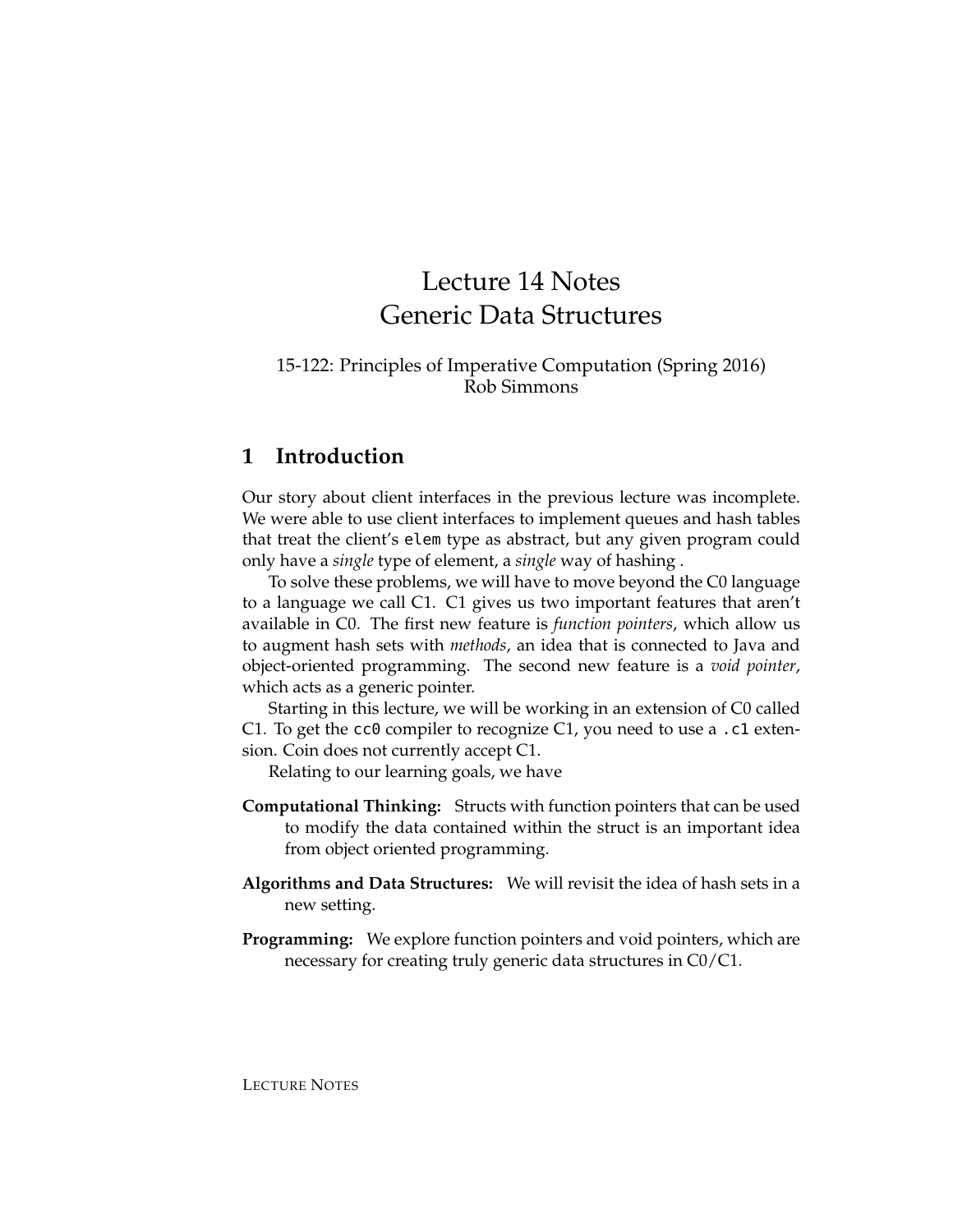# Lecture 14 Notes
# Generic Data Structures

15-122: Principles of Imperative Computation (Spring 2016)
Rob Simmons

## 1 Introduction

Our story about client interfaces in the previous lecture was incomplete. We were able to use client interfaces to implement queues and hash tables that treat the client's `elem` type as abstract, but any given program could only have a *single* type of element, a *single* way of hashing .

To solve these problems, we will have to move beyond the C0 language to a language we call C1. C1 gives us two important features that aren't available in C0. The first new feature is *function pointers*, which allow us to augment hash sets with *methods*, an idea that is connected to Java and object-oriented programming. The second new feature is a *void pointer*, which acts as a generic pointer.

Starting in this lecture, we will be working in an extension of C0 called C1. To get the `cc0` compiler to recognize C1, you need to use a `.c1` extension. Coin does not currently accept C1.

Relating to our learning goals, we have

**Computational Thinking:** Structs with function pointers that can be used to modify the data contained within the struct is an important idea from object oriented programming.

**Algorithms and Data Structures:** We will revisit the idea of hash sets in a new setting.

**Programming:** We explore function pointers and void pointers, which are necessary for creating truly generic data structures in C0/C1.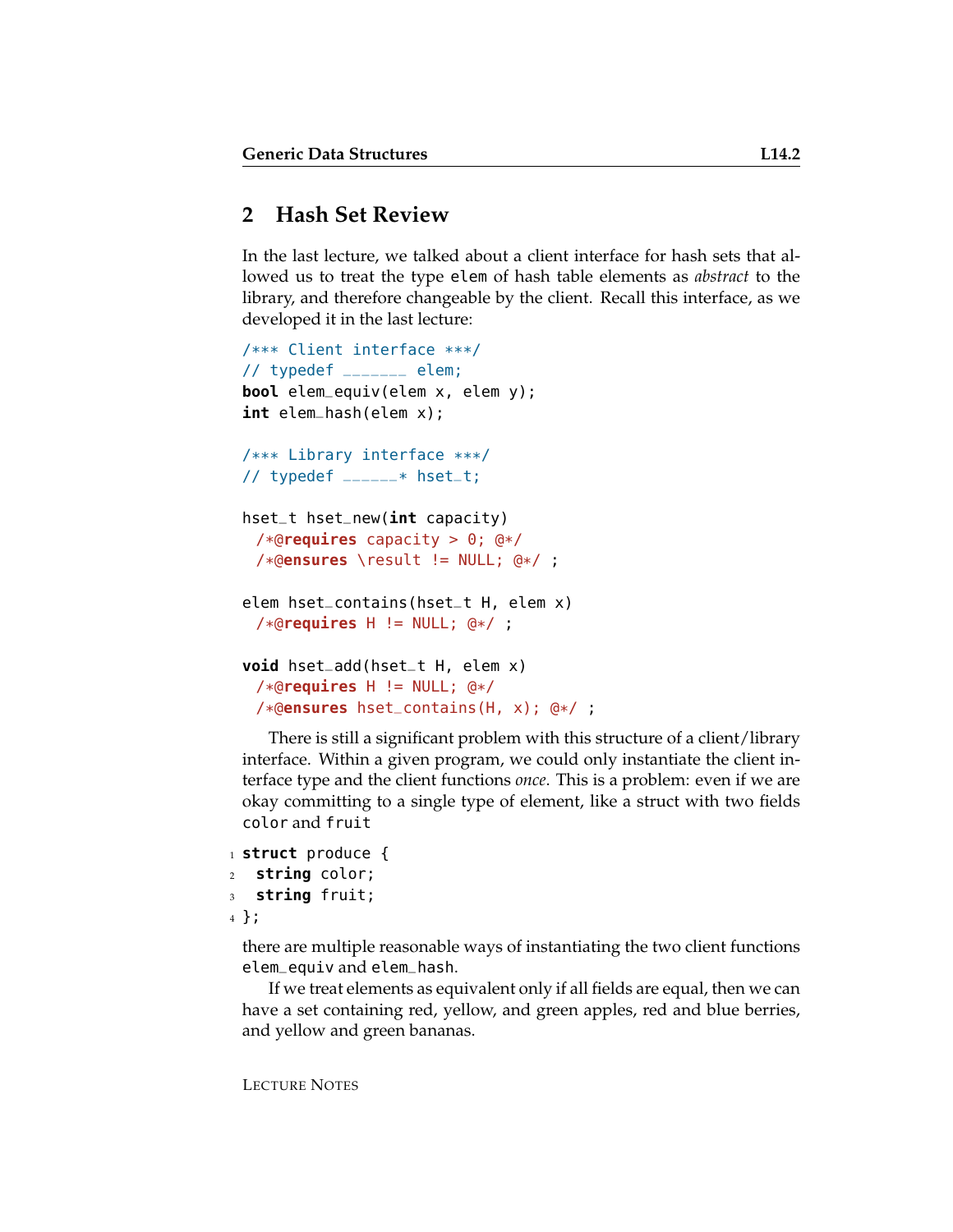## 2 Hash Set Review

In the last lecture, we talked about a client interface for hash sets that allowed us to treat the type `elem` of hash table elements as *abstract* to the library, and therefore changeable by the client. Recall this interface, as we developed it in the last lecture:

```
/*** Client interface ***/
// typedef _______ elem;
bool elem_equiv(elem x, elem y);
int elem_hash(elem x);

/*** Library interface ***/
// typedef ______* hset_t;

hset_t hset_new(int capacity)
  /*@requires capacity > 0; @*/
  /*@ensures \result != NULL; @*/ ;

elem hset_contains(hset_t H, elem x)
  /*@requires H != NULL; @*/ ;

void hset_add(hset_t H, elem x)
  /*@requires H != NULL; @*/
  /*@ensures hset_contains(H, x); @*/ ;
```

There is still a significant problem with this structure of a client/library interface. Within a given program, we could only instantiate the client interface type and the client functions *once*. This is a problem: even if we are okay committing to a single type of element, like a struct with two fields `color` and `fruit`

```
1 struct produce {
2   string color;
3   string fruit;
4 };
```

there are multiple reasonable ways of instantiating the two client functions `elem_equiv` and `elem_hash`.

If we treat elements as equivalent only if all fields are equal, then we can have a set containing red, yellow, and green apples, red and blue berries, and yellow and green bananas.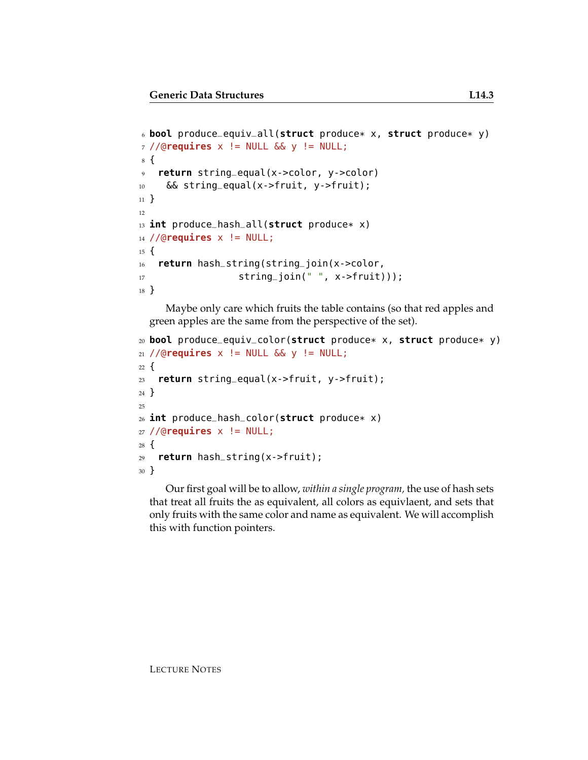```
bool produce_equiv_all(struct produce* x, struct produce* y)
//@requires x != NULL && y != NULL;
{
  return string_equal(x->color, y->color)
    && string_equal(x->fruit, y->fruit);
}

int produce_hash_all(struct produce* x)
//@requires x != NULL;
{
  return hash_string(string_join(x->color,
                     string_join(" ", x->fruit)));
}
```

Maybe only care which fruits the table contains (so that red apples and green apples are the same from the perspective of the set).

```
bool produce_equiv_color(struct produce* x, struct produce* y)
//@requires x != NULL && y != NULL;
{
  return string_equal(x->fruit, y->fruit);
}

int produce_hash_color(struct produce* x)
//@requires x != NULL;
{
  return hash_string(x->fruit);
}
```

Our first goal will be to allow, *within a single program,* the use of hash sets that treat all fruits the as equivalent, all colors as equivlaent, and sets that only fruits with the same color and name as equivalent. We will accomplish this with function pointers.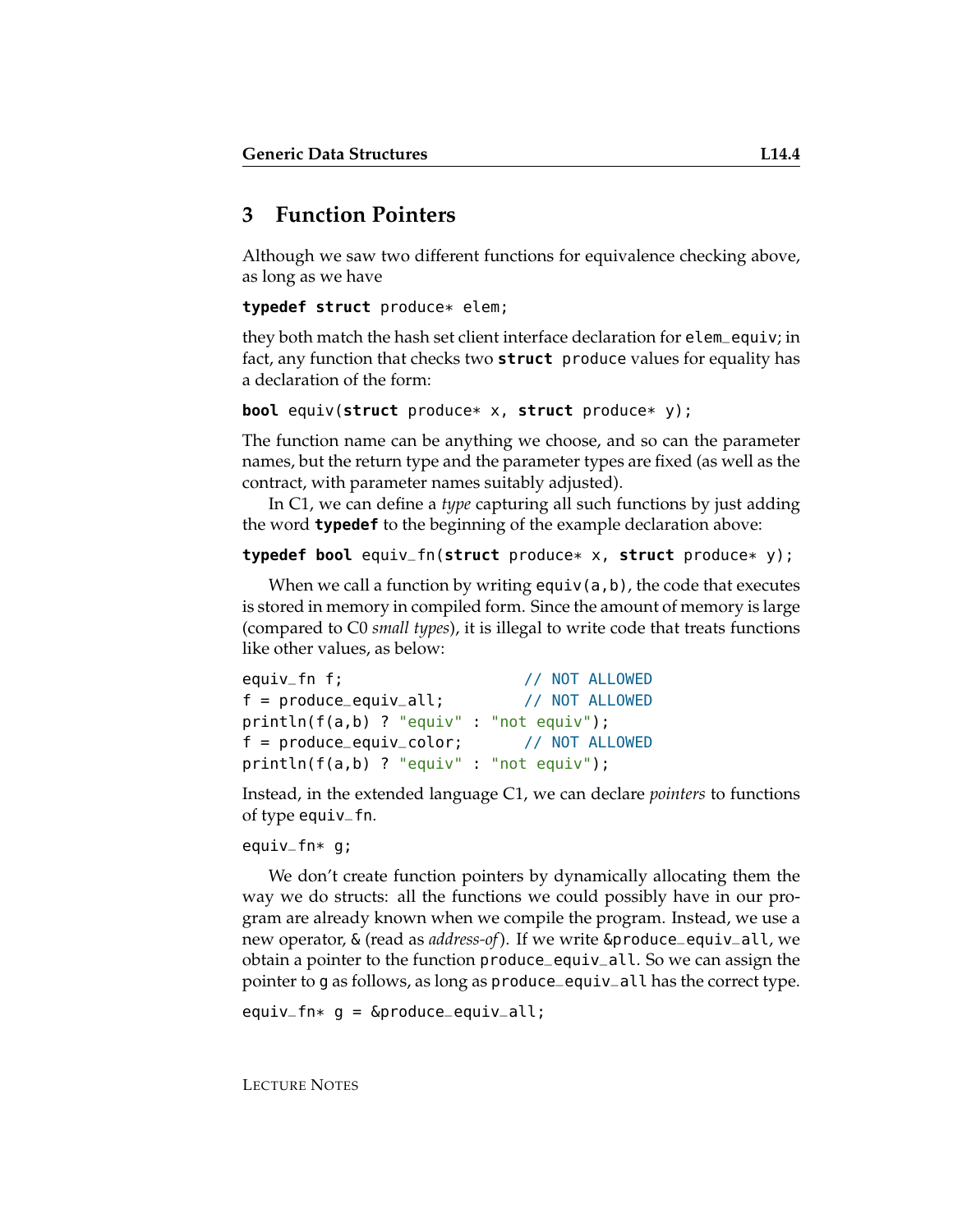## 3 Function Pointers

Although we saw two different functions for equivalence checking above, as long as we have

```
typedef struct produce* elem;
```

they both match the hash set client interface declaration for `elem_equiv`; in fact, any function that checks two `struct produce` values for equality has a declaration of the form:

```
bool equiv(struct produce* x, struct produce* y);
```

The function name can be anything we choose, and so can the parameter names, but the return type and the parameter types are fixed (as well as the contract, with parameter names suitably adjusted).

In C1, we can define a *type* capturing all such functions by just adding the word **typedef** to the beginning of the example declaration above:

```
typedef bool equiv_fn(struct produce* x, struct produce* y);
```

When we call a function by writing `equiv(a,b)`, the code that executes is stored in memory in compiled form. Since the amount of memory is large (compared to C0 *small types*), it is illegal to write code that treats functions like other values, as below:

```
equiv_fn f;                    // NOT ALLOWED
f = produce_equiv_all;         // NOT ALLOWED
println(f(a,b) ? "equiv" : "not equiv");
f = produce_equiv_color;       // NOT ALLOWED
println(f(a,b) ? "equiv" : "not equiv");
```

Instead, in the extended language C1, we can declare *pointers* to functions of type `equiv_fn`.

```
equiv_fn* g;
```

We don't create function pointers by dynamically allocating them the way we do structs: all the functions we could possibly have in our program are already known when we compile the program. Instead, we use a new operator, `&` (read as *address-of*). If we write `&produce_equiv_all`, we obtain a pointer to the function `produce_equiv_all`. So we can assign the pointer to `g` as follows, as long as `produce_equiv_all` has the correct type.

```
equiv_fn* g = &produce_equiv_all;
```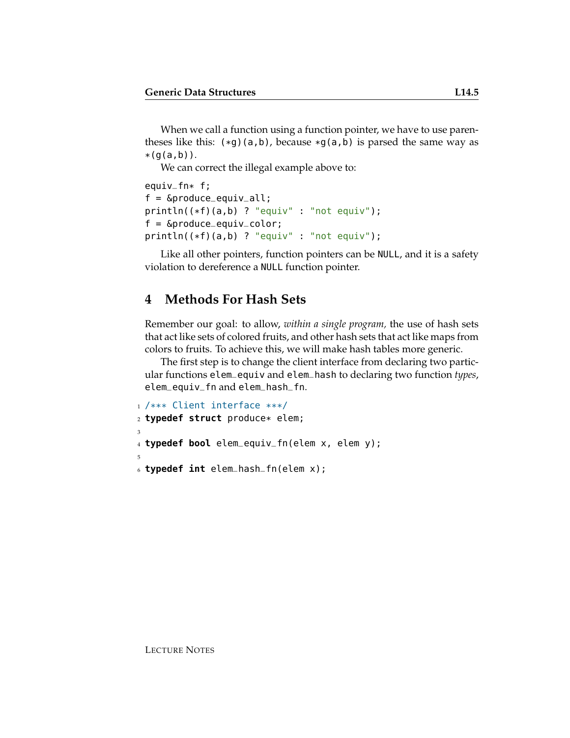When we call a function using a function pointer, we have to use parentheses like this: `(*g)(a,b)`, because `*g(a,b)` is parsed the same way as `*(g(a,b))`.

We can correct the illegal example above to:

```
equiv_fn* f;
f = &produce_equiv_all;
println((*f)(a,b) ? "equiv" : "not equiv");
f = &produce_equiv_color;
println((*f)(a,b) ? "equiv" : "not equiv");
```

Like all other pointers, function pointers can be `NULL`, and it is a safety violation to dereference a `NULL` function pointer.

## 4 Methods For Hash Sets

Remember our goal: to allow, *within a single program,* the use of hash sets that act like sets of colored fruits, and other hash sets that act like maps from colors to fruits. To achieve this, we will make hash tables more generic.

The first step is to change the client interface from declaring two particular functions `elem_equiv` and `elem_hash` to declaring two function *types*, `elem_equiv_fn` and `elem_hash_fn`.

```
/*** Client interface ***/
typedef struct produce* elem;

typedef bool elem_equiv_fn(elem x, elem y);

typedef int elem_hash_fn(elem x);
```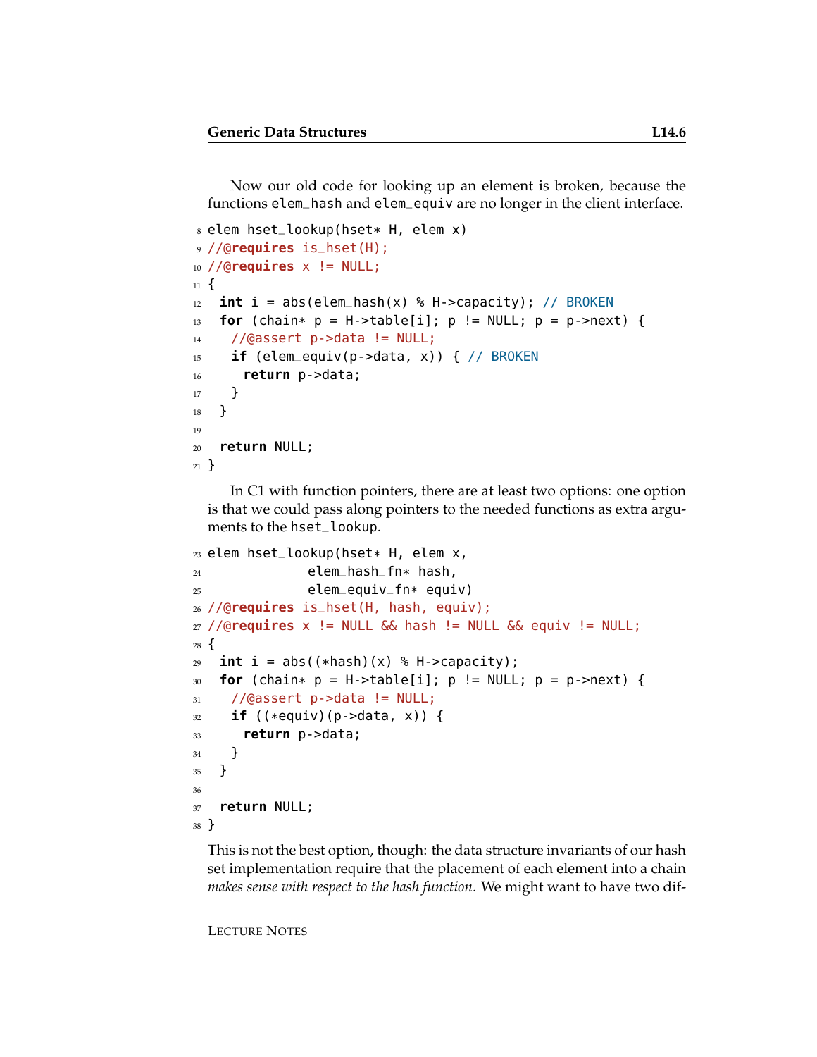Now our old code for looking up an element is broken, because the functions `elem_hash` and `elem_equiv` are no longer in the client interface.

```
8  elem hset_lookup(hset* H, elem x)
9  //@requires is_hset(H);
10 //@requires x != NULL;
11 {
12   int i = abs(elem_hash(x) % H->capacity); // BROKEN
13   for (chain* p = H->table[i]; p != NULL; p = p->next) {
14     //@assert p->data != NULL;
15     if (elem_equiv(p->data, x)) { // BROKEN
16       return p->data;
17     }
18   }
19
20   return NULL;
21 }
```

In C1 with function pointers, there are at least two options: one option is that we could pass along pointers to the needed functions as extra arguments to the `hset_lookup`.

```
23 elem hset_lookup(hset* H, elem x,
24                  elem_hash_fn* hash,
25                  elem_equiv_fn* equiv)
26 //@requires is_hset(H, hash, equiv);
27 //@requires x != NULL && hash != NULL && equiv != NULL;
28 {
29   int i = abs((*hash)(x) % H->capacity);
30   for (chain* p = H->table[i]; p != NULL; p = p->next) {
31     //@assert p->data != NULL;
32     if ((*equiv)(p->data, x)) {
33       return p->data;
34     }
35   }
36
37   return NULL;
38 }
```

This is not the best option, though: the data structure invariants of our hash set implementation require that the placement of each element into a chain *makes sense with respect to the hash function*. We might want to have two dif-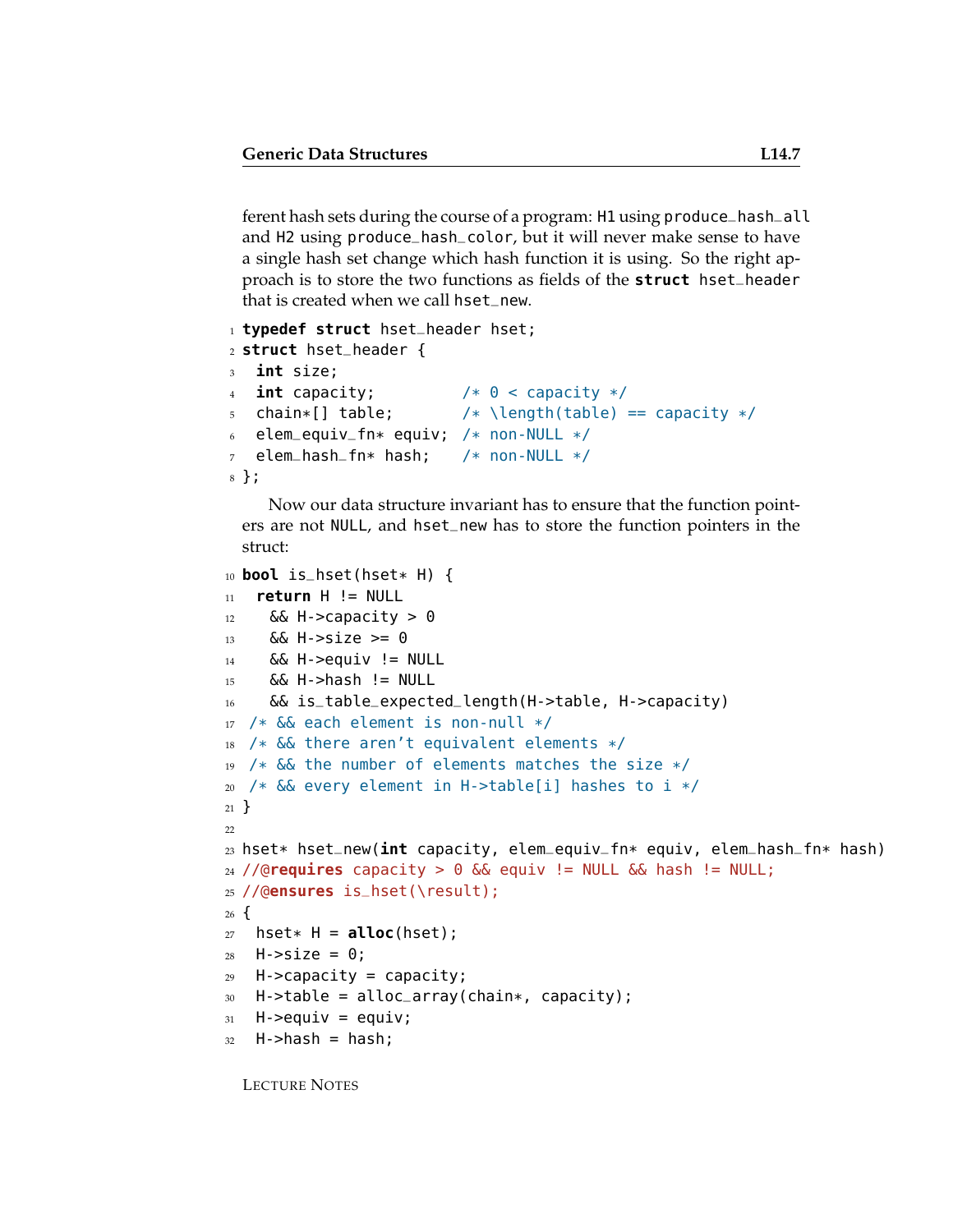ferent hash sets during the course of a program: H1 using produce_hash_all and H2 using produce_hash_color, but it will never make sense to have a single hash set change which hash function it is using. So the right approach is to store the two functions as fields of the **struct** hset_header that is created when we call hset_new.

```
1  typedef struct hset_header hset;
2  struct hset_header {
3    int size;
4    int capacity;          /* 0 < capacity */
5    chain*[] table;        /* \length(table) == capacity */
6    elem_equiv_fn* equiv;  /* non-NULL */
7    elem_hash_fn* hash;    /* non-NULL */
8  };
```

Now our data structure invariant has to ensure that the function pointers are not NULL, and hset_new has to store the function pointers in the struct:

```
10 bool is_hset(hset* H) {
11   return H != NULL
12     && H->capacity > 0
13     && H->size >= 0
14     && H->equiv != NULL
15     && H->hash != NULL
16     && is_table_expected_length(H->table, H->capacity)
17  /* && each element is non-null */
18  /* && there aren't equivalent elements */
19  /* && the number of elements matches the size */
20  /* && every element in H->table[i] hashes to i */
21 }
22
23 hset* hset_new(int capacity, elem_equiv_fn* equiv, elem_hash_fn* hash)
24 //@requires capacity > 0 && equiv != NULL && hash != NULL;
25 //@ensures is_hset(\result);
26 {
27   hset* H = alloc(hset);
28   H->size = 0;
29   H->capacity = capacity;
30   H->table = alloc_array(chain*, capacity);
31   H->equiv = equiv;
32   H->hash = hash;
```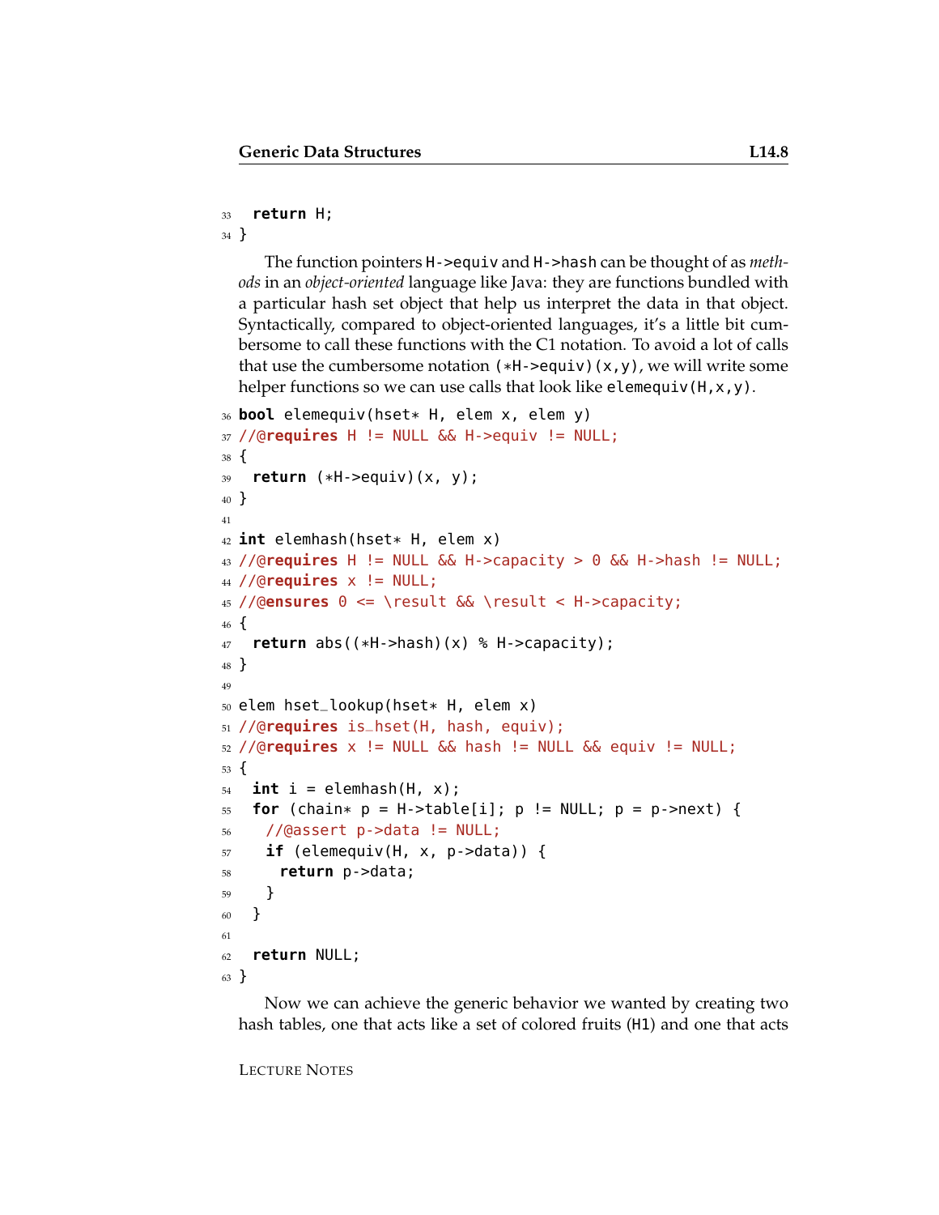```
33   return H;
34 }
```

The function pointers `H->equiv` and `H->hash` can be thought of as *methods* in an *object-oriented* language like Java: they are functions bundled with a particular hash set object that help us interpret the data in that object. Syntactically, compared to object-oriented languages, it's a little bit cumbersome to call these functions with the C1 notation. To avoid a lot of calls that use the cumbersome notation `(*H->equiv)(x,y)`, we will write some helper functions so we can use calls that look like `elemequiv(H,x,y)`.

```
36 bool elemequiv(hset* H, elem x, elem y)
37 //@requires H != NULL && H->equiv != NULL;
38 {
39   return (*H->equiv)(x, y);
40 }
41
42 int elemhash(hset* H, elem x)
43 //@requires H != NULL && H->capacity > 0 && H->hash != NULL;
44 //@requires x != NULL;
45 //@ensures 0 <= \result && \result < H->capacity;
46 {
47   return abs((*H->hash)(x) % H->capacity);
48 }
49
50 elem hset_lookup(hset* H, elem x)
51 //@requires is_hset(H, hash, equiv);
52 //@requires x != NULL && hash != NULL && equiv != NULL;
53 {
54   int i = elemhash(H, x);
55   for (chain* p = H->table[i]; p != NULL; p = p->next) {
56     //@assert p->data != NULL;
57     if (elemequiv(H, x, p->data)) {
58       return p->data;
59     }
60   }
61
62   return NULL;
63 }
```

Now we can achieve the generic behavior we wanted by creating two hash tables, one that acts like a set of colored fruits (`H1`) and one that acts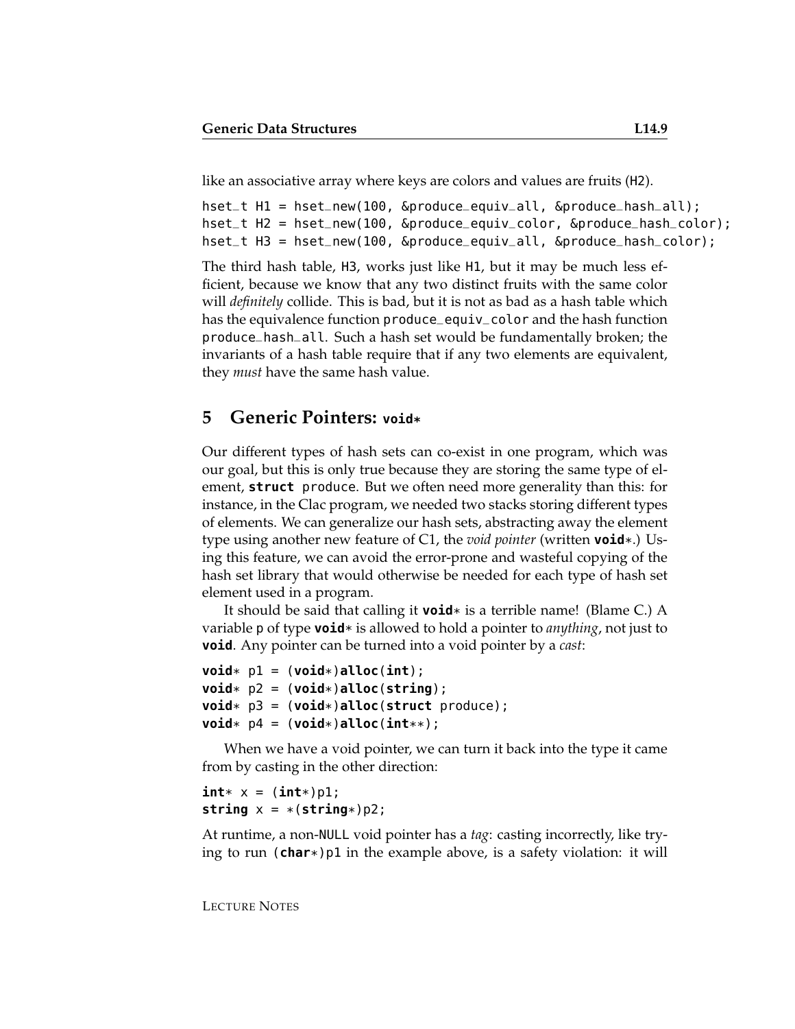like an associative array where keys are colors and values are fruits (H2).

```
hset_t H1 = hset_new(100, &produce_equiv_all, &produce_hash_all);
hset_t H2 = hset_new(100, &produce_equiv_color, &produce_hash_color);
hset_t H3 = hset_new(100, &produce_equiv_all, &produce_hash_color);
```

The third hash table, H3, works just like H1, but it may be much less efficient, because we know that any two distinct fruits with the same color will *definitely* collide. This is bad, but it is not as bad as a hash table which has the equivalence function `produce_equiv_color` and the hash function `produce_hash_all`. Such a hash set would be fundamentally broken; the invariants of a hash table require that if any two elements are equivalent, they *must* have the same hash value.

## 5 Generic Pointers: `void*`

Our different types of hash sets can co-exist in one program, which was our goal, but this is only true because they are storing the same type of element, **struct** produce. But we often need more generality than this: for instance, in the Clac program, we needed two stacks storing different types of elements. We can generalize our hash sets, abstracting away the element type using another new feature of C1, the *void pointer* (written **void**\*.) Using this feature, we can avoid the error-prone and wasteful copying of the hash set library that would otherwise be needed for each type of hash set element used in a program.

It should be said that calling it **void**\* is a terrible name! (Blame C.) A variable p of type **void**\* is allowed to hold a pointer to *anything*, not just to **void**. Any pointer can be turned into a void pointer by a *cast*:

```
void* p1 = (void*)alloc(int);
void* p2 = (void*)alloc(string);
void* p3 = (void*)alloc(struct produce);
void* p4 = (void*)alloc(int**);
```

When we have a void pointer, we can turn it back into the type it came from by casting in the other direction:

```
int* x = (int*)p1;
string x = *(string*)p2;
```

At runtime, a non-NULL void pointer has a *tag*: casting incorrectly, like trying to run `(char*)p1` in the example above, is a safety violation: it will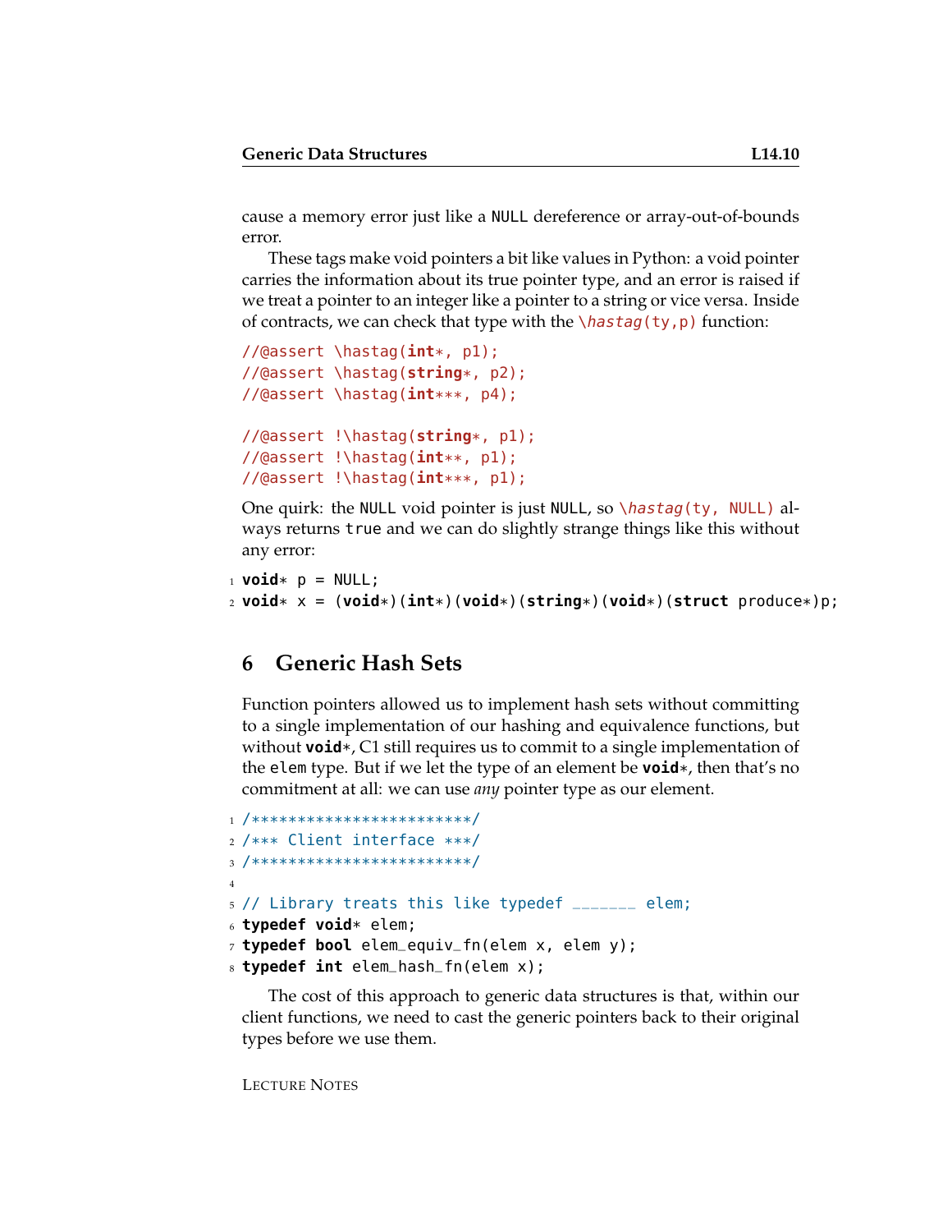cause a memory error just like a NULL dereference or array-out-of-bounds error.

These tags make void pointers a bit like values in Python: a void pointer carries the information about its true pointer type, and an error is raised if we treat a pointer to an integer like a pointer to a string or vice versa. Inside of contracts, we can check that type with the `\hastag(ty,p)` function:

```
//@assert \hastag(int*, p1);
//@assert \hastag(string*, p2);
//@assert \hastag(int***, p4);

//@assert !\hastag(string*, p1);
//@assert !\hastag(int**, p1);
//@assert !\hastag(int***, p1);
```

One quirk: the NULL void pointer is just NULL, so `\hastag(ty, NULL)` always returns `true` and we can do slightly strange things like this without any error:

```
void* p = NULL;
void* x = (void*)(int*)(void*)(string*)(void*)(struct produce*)p;
```

## 6 Generic Hash Sets

Function pointers allowed us to implement hash sets without committing to a single implementation of our hashing and equivalence functions, but without **void***, C1 still requires us to commit to a single implementation of the elem type. But if we let the type of an element be **void***, then that's no commitment at all: we can use *any* pointer type as our element.

```
/************************/
/*** Client interface ***/
/************************/

// Library treats this like typedef _______ elem;
typedef void* elem;
typedef bool elem_equiv_fn(elem x, elem y);
typedef int elem_hash_fn(elem x);
```

The cost of this approach to generic data structures is that, within our client functions, we need to cast the generic pointers back to their original types before we use them.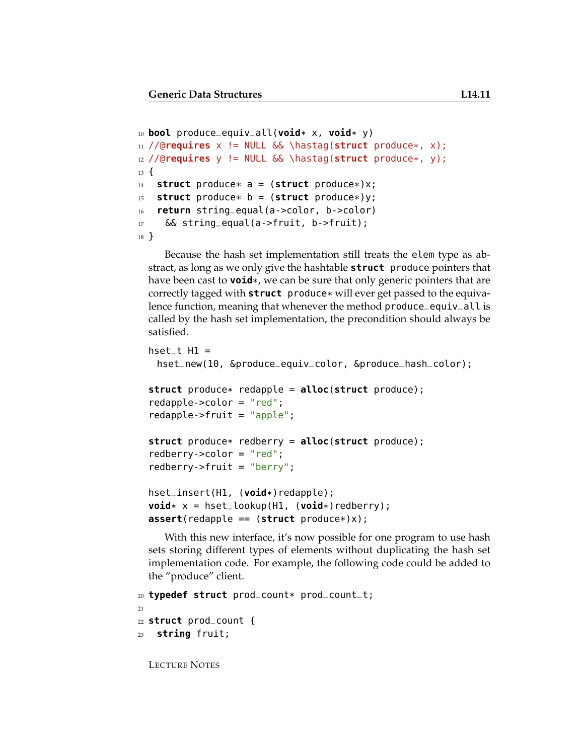```
10 bool produce_equiv_all(void* x, void* y)
11 //@requires x != NULL && \hastag(struct produce*, x);
12 //@requires y != NULL && \hastag(struct produce*, y);
13 {
14   struct produce* a = (struct produce*)x;
15   struct produce* b = (struct produce*)y;
16   return string_equal(a->color, b->color)
17     && string_equal(a->fruit, b->fruit);
18 }
```

Because the hash set implementation still treats the `elem` type as abstract, as long as we only give the hashtable **struct** produce pointers that have been cast to **void***, we can be sure that only generic pointers that are correctly tagged with **struct** produce* will ever get passed to the equivalence function, meaning that whenever the method `produce_equiv_all` is called by the hash set implementation, the precondition should always be satisfied.

```
hset_t H1 =
  hset_new(10, &produce_equiv_color, &produce_hash_color);

struct produce* redapple = alloc(struct produce);
redapple->color = "red";
redapple->fruit = "apple";

struct produce* redberry = alloc(struct produce);
redberry->color = "red";
redberry->fruit = "berry";

hset_insert(H1, (void*)redapple);
void* x = hset_lookup(H1, (void*)redberry);
assert(redapple == (struct produce*)x);
```

With this new interface, it's now possible for one program to use hash sets storing different types of elements without duplicating the hash set implementation code. For example, the following code could be added to the "produce" client.

```
20 typedef struct prod_count* prod_count_t;
21
22 struct prod_count {
23   string fruit;
```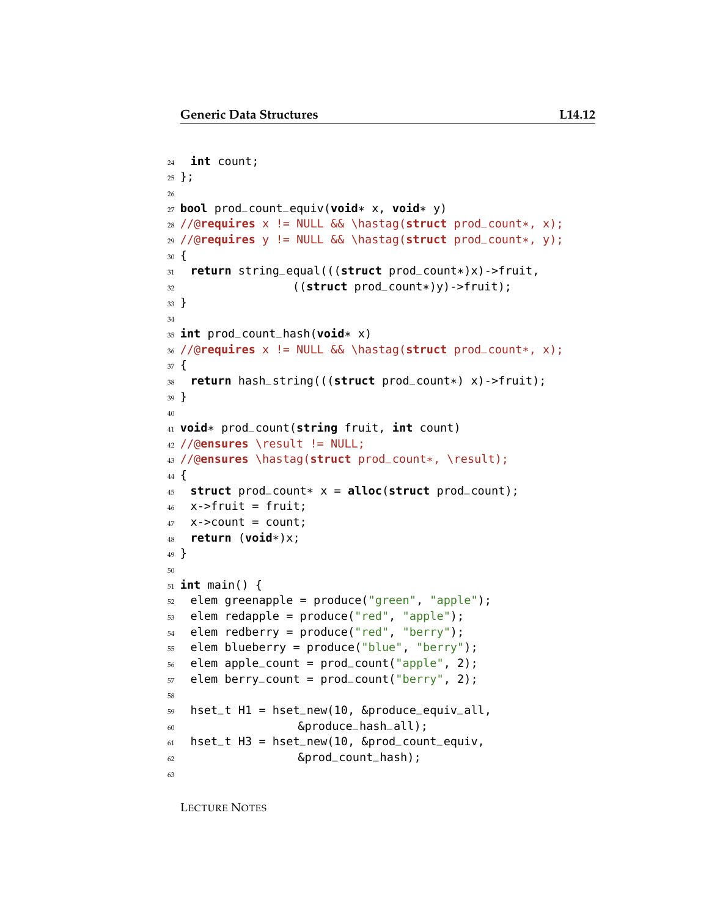```
  int count;
};

bool prod_count_equiv(void* x, void* y)
//@requires x != NULL && \hastag(struct prod_count*, x);
//@requires y != NULL && \hastag(struct prod_count*, y);
{
  return string_equal(((struct prod_count*)x)->fruit,
                      ((struct prod_count*)y)->fruit);
}

int prod_count_hash(void* x)
//@requires x != NULL && \hastag(struct prod_count*, x);
{
  return hash_string(((struct prod_count*) x)->fruit);
}

void* prod_count(string fruit, int count)
//@ensures \result != NULL;
//@ensures \hastag(struct prod_count*, \result);
{
  struct prod_count* x = alloc(struct prod_count);
  x->fruit = fruit;
  x->count = count;
  return (void*)x;
}

int main() {
  elem greenapple = produce("green", "apple");
  elem redapple = produce("red", "apple");
  elem redberry = produce("red", "berry");
  elem blueberry = produce("blue", "berry");
  elem apple_count = prod_count("apple", 2);
  elem berry_count = prod_count("berry", 2);

  hset_t H1 = hset_new(10, &produce_equiv_all,
                       &produce_hash_all);
  hset_t H3 = hset_new(10, &prod_count_equiv,
                       &prod_count_hash);

```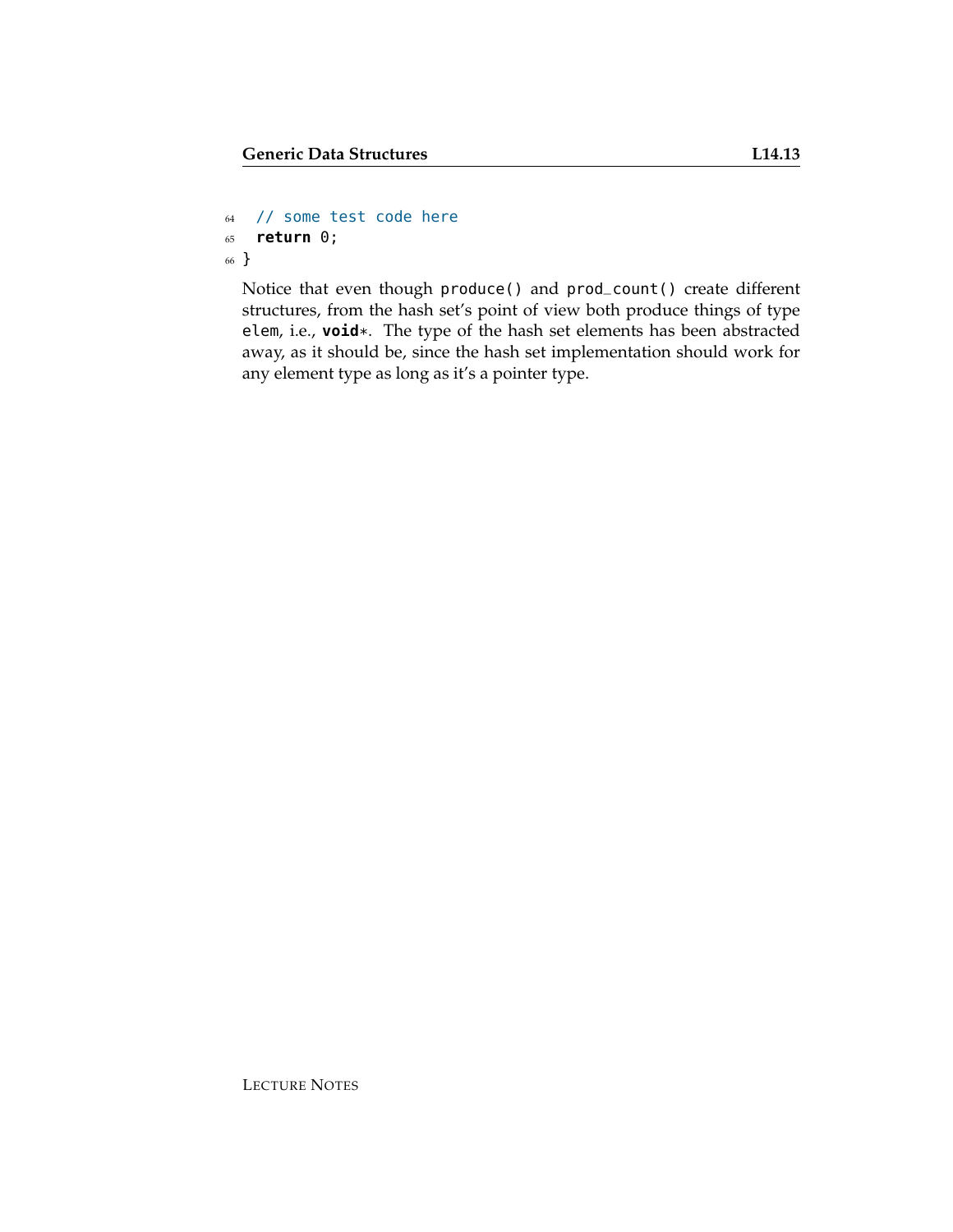```
  // some test code here
  return 0;
}
```

Notice that even though `produce()` and `prod_count()` create different structures, from the hash set's point of view both produce things of type `elem`, i.e., **`void`**∗. The type of the hash set elements has been abstracted away, as it should be, since the hash set implementation should work for any element type as long as it's a pointer type.